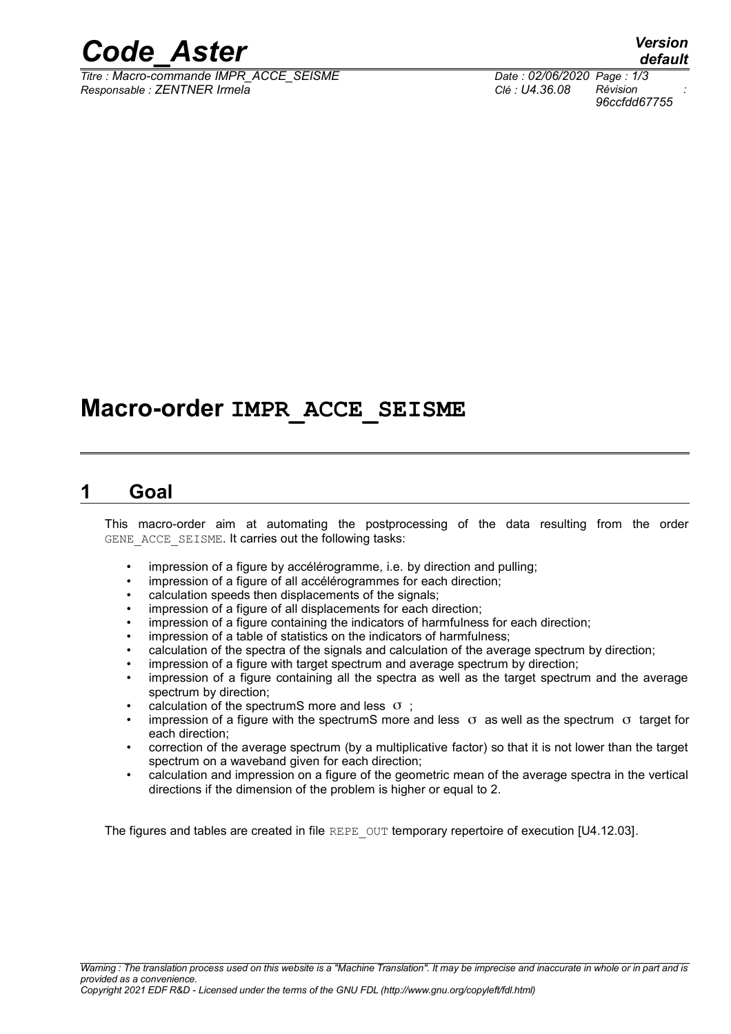# Macro-order IMPR_ACCE_SEISME

## 1 Goal

This macro-order aim at automating the postprocessing of the data resulting from the order GENE_ACCE_SEISME. It carries out the following tasks:

- impression of a figure by accélérogramme, i.e. by direction and pulling;
- impression of a figure of all accélérogrammes for each direction;
- calculation speeds then displacements of the signals;
- impression of a figure of all displacements for each direction;
- impression of a figure containing the indicators of harmfulness for each direction;
- impression of a table of statistics on the indicators of harmfulness;
- calculation of the spectra of the signals and calculation of the average spectrum by direction;
- impression of a figure with target spectrum and average spectrum by direction;
- impression of a figure containing all the spectra as well as the target spectrum and the average spectrum by direction;
- calculation of the spectrumS more and less $\sigma$ ;
- impression of a figure with the spectrumS more and less $\sigma$ as well as the spectrum $\sigma$ target for each direction;
- correction of the average spectrum (by a multiplicative factor) so that it is not lower than the target spectrum on a waveband given for each direction;
- calculation and impression on a figure of the geometric mean of the average spectra in the vertical directions if the dimension of the problem is higher or equal to 2.

The figures and tables are created in file REPE_OUT temporary repertoire of execution [U4.12.03].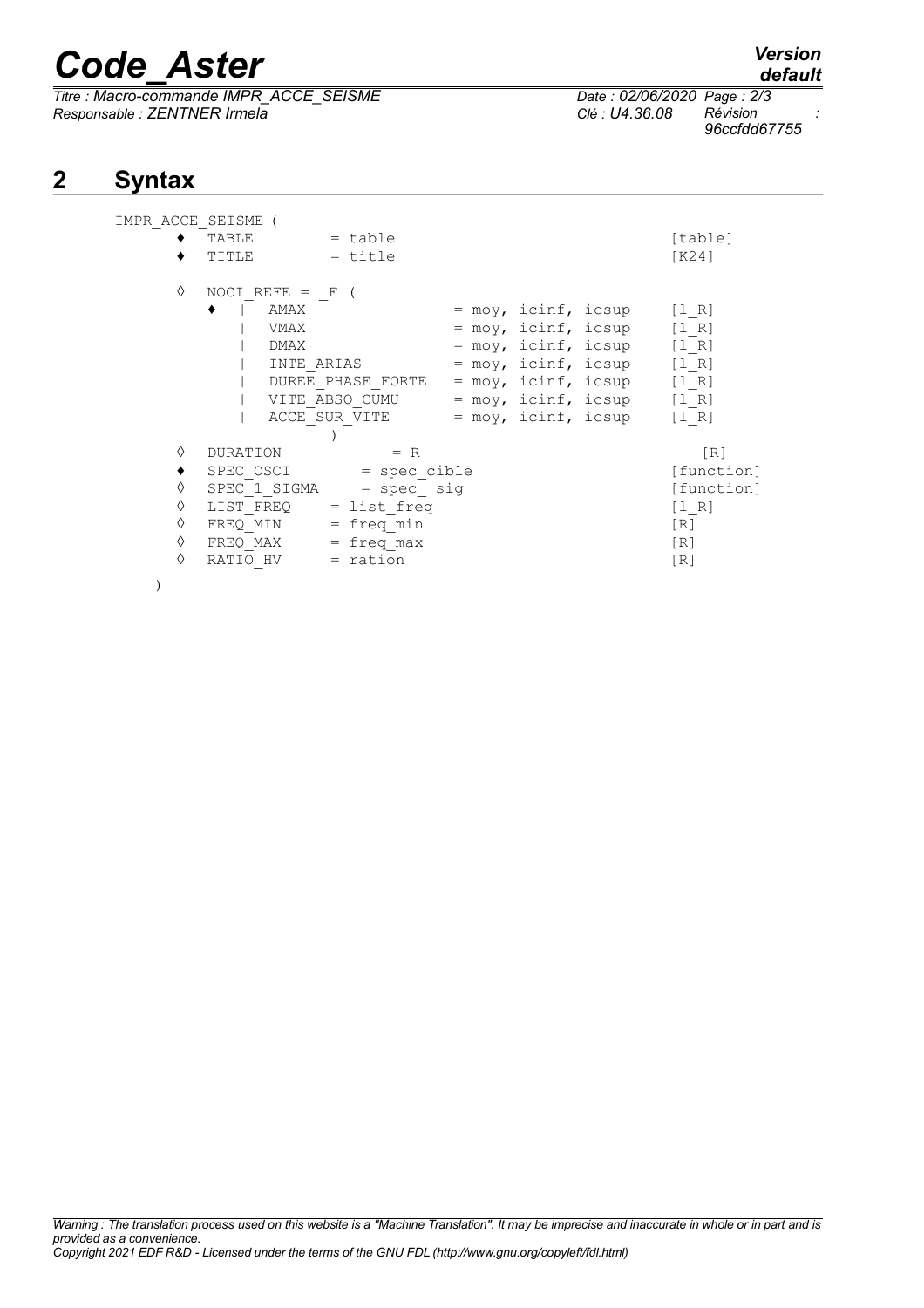## 2 Syntax

```
IMPR_ACCE_SEISME (
     ♦  TABLE        = table                                   [table]
     ♦  TITLE        = title                                   [K24]

     ◊  NOCI_REFE = _F (
        ♦  |  AMAX                 = moy, icinf, icsup    [l_R]
           |  VMAX                 = moy, icinf, icsup    [l_R]
           |  DMAX                 = moy, icinf, icsup    [l_R]
           |  INTE_ARIAS           = moy, icinf, icsup    [l_R]
           |  DUREE_PHASE_FORTE    = moy, icinf, icsup    [l_R]
           |  VITE_ABSO_CUMU       = moy, icinf, icsup    [l_R]
           |  ACCE_SUR_VITE        = moy, icinf, icsup    [l_R]
                    )
     ◊  DURATION           = R                                  [R]
     ♦  SPEC_OSCI        = spec_cible                          [function]
     ◊  SPEC_1_SIGMA     = spec_ sig                           [function]
     ◊  LIST_FREQ    = list_freq                               [l_R]
     ◊  FREQ_MIN     = freq_min                                [R]
     ◊  FREQ_MAX     = freq_max                                [R]
     ◊  RATIO_HV     = ration                                  [R]
   )
```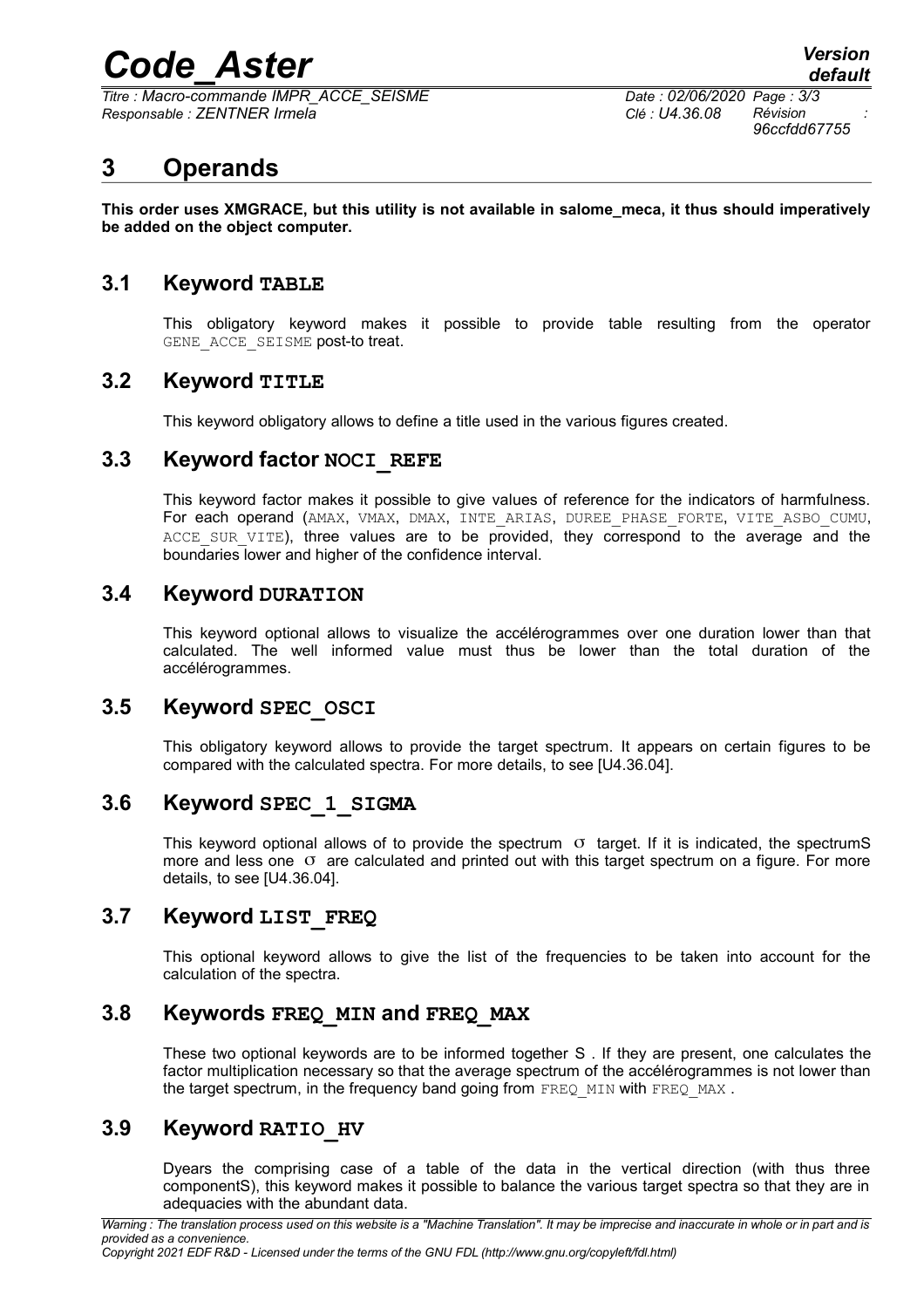# 3 Operands

**This order uses XMGRACE, but this utility is not available in salome_meca, it thus should imperatively be added on the object computer.**

## 3.1 Keyword TABLE

This obligatory keyword makes it possible to provide table resulting from the operator GENE_ACCE_SEISME post-to treat.

## 3.2 Keyword TITLE

This keyword obligatory allows to define a title used in the various figures created.

## 3.3 Keyword factor NOCI_REFE

This keyword factor makes it possible to give values of reference for the indicators of harmfulness. For each operand (AMAX, VMAX, DMAX, INTE_ARIAS, DUREE_PHASE_FORTE, VITE_ASBO_CUMU, ACCE_SUR_VITE), three values are to be provided, they correspond to the average and the boundaries lower and higher of the confidence interval.

## 3.4 Keyword DURATION

This keyword optional allows to visualize the accélérogrammes over one duration lower than that calculated. The well informed value must thus be lower than the total duration of the accélérogrammes.

## 3.5 Keyword SPEC_OSCI

This obligatory keyword allows to provide the target spectrum. It appears on certain figures to be compared with the calculated spectra. For more details, to see [U4.36.04].

## 3.6 Keyword SPEC_1_SIGMA

This keyword optional allows of to provide the spectrum $\sigma$ target. If it is indicated, the spectrumS more and less one $\sigma$ are calculated and printed out with this target spectrum on a figure. For more details, to see [U4.36.04].

## 3.7 Keyword LIST_FREQ

This optional keyword allows to give the list of the frequencies to be taken into account for the calculation of the spectra.

## 3.8 Keywords FREQ_MIN and FREQ_MAX

These two optional keywords are to be informed together S . If they are present, one calculates the factor multiplication necessary so that the average spectrum of the accélérogrammes is not lower than the target spectrum, in the frequency band going from FREQ_MIN with FREQ_MAX .

## 3.9 Keyword RATIO_HV

Dyears the comprising case of a table of the data in the vertical direction (with thus three componentS), this keyword makes it possible to balance the various target spectra so that they are in adequacies with the abundant data.